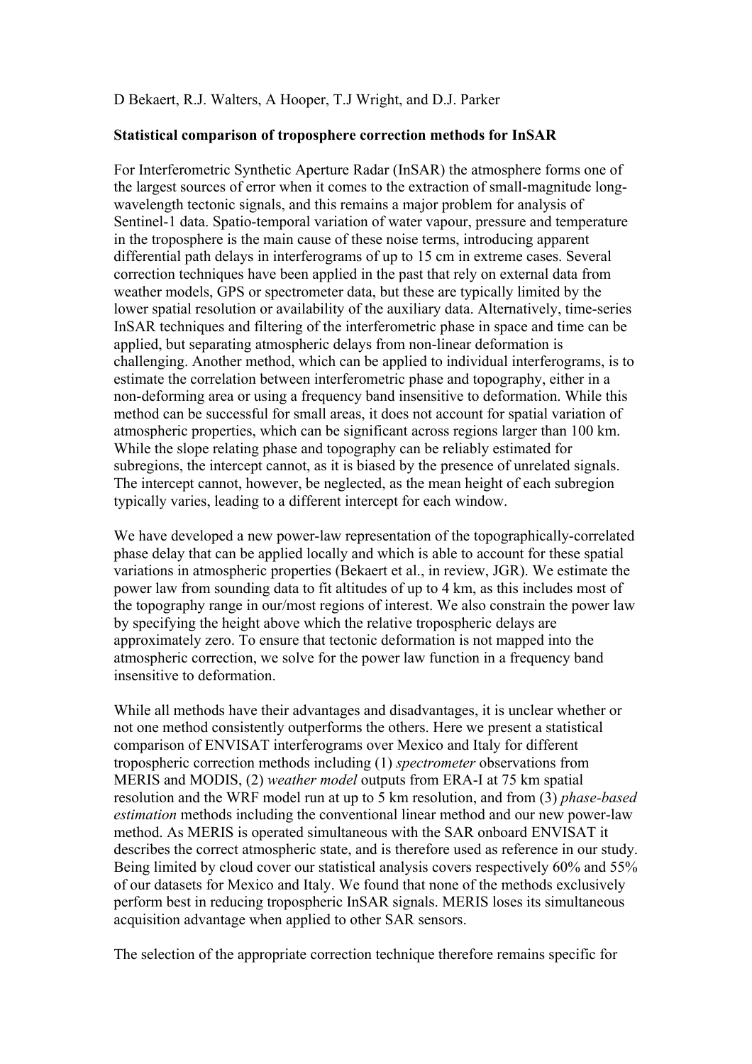D Bekaert, R.J. Walters, A Hooper, T.J Wright, and D.J. Parker

**Statistical comparison of troposphere correction methods for InSAR**

For Interferometric Synthetic Aperture Radar (InSAR) the atmosphere forms one of the largest sources of error when it comes to the extraction of small-magnitude long-wavelength tectonic signals, and this remains a major problem for analysis of Sentinel-1 data. Spatio-temporal variation of water vapour, pressure and temperature in the troposphere is the main cause of these noise terms, introducing apparent differential path delays in interferograms of up to 15 cm in extreme cases. Several correction techniques have been applied in the past that rely on external data from weather models, GPS or spectrometer data, but these are typically limited by the lower spatial resolution or availability of the auxiliary data. Alternatively, time-series InSAR techniques and filtering of the interferometric phase in space and time can be applied, but separating atmospheric delays from non-linear deformation is challenging. Another method, which can be applied to individual interferograms, is to estimate the correlation between interferometric phase and topography, either in a non-deforming area or using a frequency band insensitive to deformation. While this method can be successful for small areas, it does not account for spatial variation of atmospheric properties, which can be significant across regions larger than 100 km. While the slope relating phase and topography can be reliably estimated for subregions, the intercept cannot, as it is biased by the presence of unrelated signals. The intercept cannot, however, be neglected, as the mean height of each subregion typically varies, leading to a different intercept for each window.

We have developed a new power-law representation of the topographically-correlated phase delay that can be applied locally and which is able to account for these spatial variations in atmospheric properties (Bekaert et al., in review, JGR). We estimate the power law from sounding data to fit altitudes of up to 4 km, as this includes most of the topography range in our/most regions of interest. We also constrain the power law by specifying the height above which the relative tropospheric delays are approximately zero. To ensure that tectonic deformation is not mapped into the atmospheric correction, we solve for the power law function in a frequency band insensitive to deformation.

While all methods have their advantages and disadvantages, it is unclear whether or not one method consistently outperforms the others. Here we present a statistical comparison of ENVISAT interferograms over Mexico and Italy for different tropospheric correction methods including (1) *spectrometer* observations from MERIS and MODIS, (2) *weather model* outputs from ERA-I at 75 km spatial resolution and the WRF model run at up to 5 km resolution, and from (3) *phase-based estimation* methods including the conventional linear method and our new power-law method. As MERIS is operated simultaneous with the SAR onboard ENVISAT it describes the correct atmospheric state, and is therefore used as reference in our study. Being limited by cloud cover our statistical analysis covers respectively 60% and 55% of our datasets for Mexico and Italy. We found that none of the methods exclusively perform best in reducing tropospheric InSAR signals. MERIS loses its simultaneous acquisition advantage when applied to other SAR sensors.

The selection of the appropriate correction technique therefore remains specific for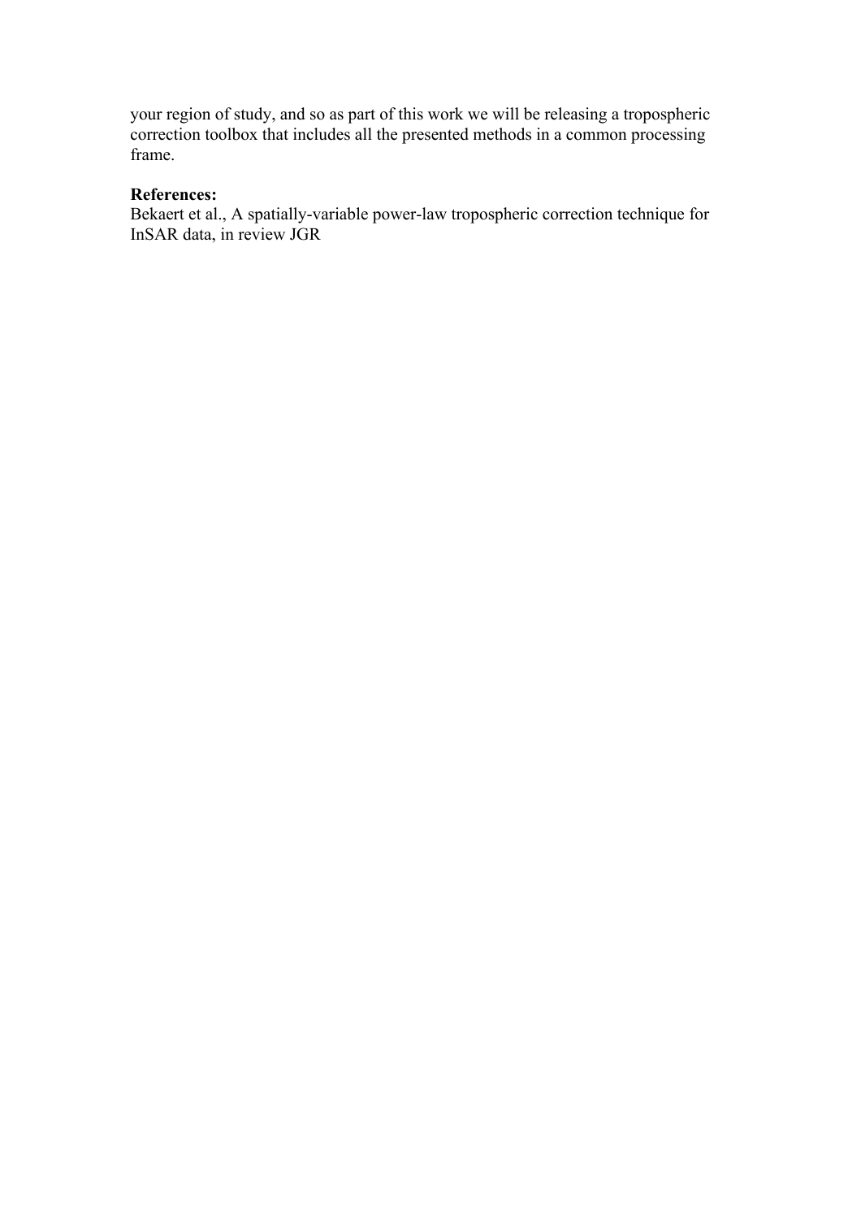your region of study, and so as part of this work we will be releasing a tropospheric correction toolbox that includes all the presented methods in a common processing frame.

**References:**

Bekaert et al., A spatially-variable power-law tropospheric correction technique for InSAR data, in review JGR